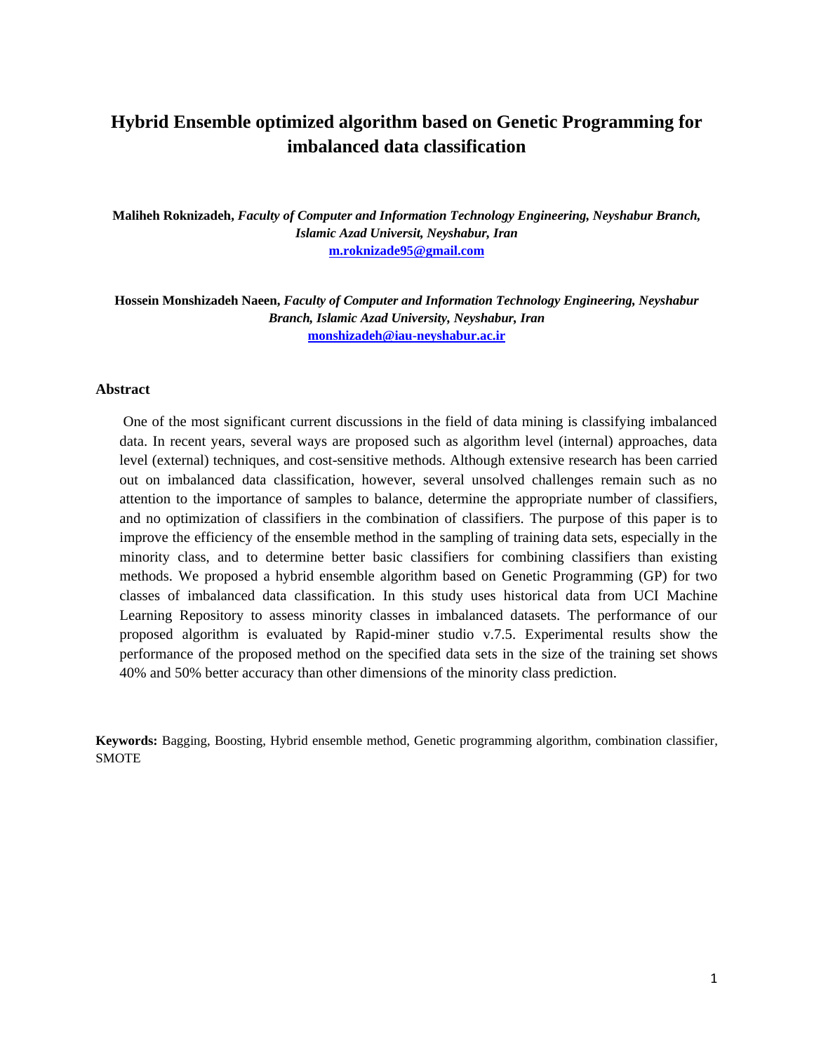# Hybrid Ensemble optimized algorithm based on Genetic Programming for imbalanced data classification

**Maliheh Roknizadeh,** ***Faculty of Computer and Information Technology Engineering, Neyshabur Branch, Islamic Azad Universit, Neyshabur, Iran***
**m.roknizade95@gmail.com**

**Hossein Monshizadeh Naeen,** ***Faculty of Computer and Information Technology Engineering, Neyshabur Branch, Islamic Azad University, Neyshabur, Iran***
**monshizadeh@iau-neyshabur.ac.ir**

## Abstract

One of the most significant current discussions in the field of data mining is classifying imbalanced data. In recent years, several ways are proposed such as algorithm level (internal) approaches, data level (external) techniques, and cost-sensitive methods. Although extensive research has been carried out on imbalanced data classification, however, several unsolved challenges remain such as no attention to the importance of samples to balance, determine the appropriate number of classifiers, and no optimization of classifiers in the combination of classifiers. The purpose of this paper is to improve the efficiency of the ensemble method in the sampling of training data sets, especially in the minority class, and to determine better basic classifiers for combining classifiers than existing methods. We proposed a hybrid ensemble algorithm based on Genetic Programming (GP) for two classes of imbalanced data classification. In this study uses historical data from UCI Machine Learning Repository to assess minority classes in imbalanced datasets. The performance of our proposed algorithm is evaluated by Rapid-miner studio v.7.5. Experimental results show the performance of the proposed method on the specified data sets in the size of the training set shows 40% and 50% better accuracy than other dimensions of the minority class prediction.

**Keywords:** Bagging, Boosting, Hybrid ensemble method, Genetic programming algorithm, combination classifier, SMOTE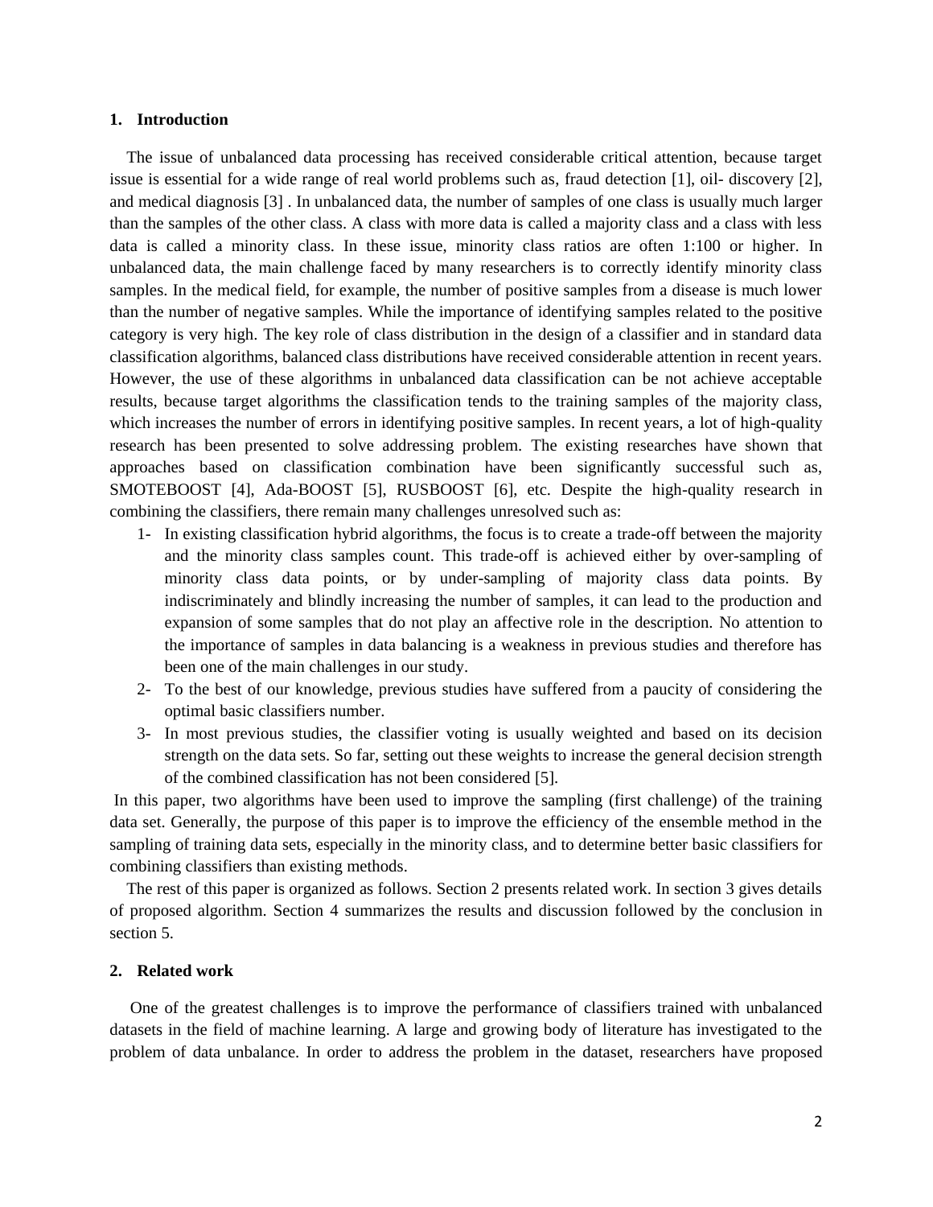## 1. Introduction

The issue of unbalanced data processing has received considerable critical attention, because target issue is essential for a wide range of real world problems such as, fraud detection [1], oil- discovery [2], and medical diagnosis [3] . In unbalanced data, the number of samples of one class is usually much larger than the samples of the other class. A class with more data is called a majority class and a class with less data is called a minority class. In these issue, minority class ratios are often 1:100 or higher. In unbalanced data, the main challenge faced by many researchers is to correctly identify minority class samples. In the medical field, for example, the number of positive samples from a disease is much lower than the number of negative samples. While the importance of identifying samples related to the positive category is very high. The key role of class distribution in the design of a classifier and in standard data classification algorithms, balanced class distributions have received considerable attention in recent years. However, the use of these algorithms in unbalanced data classification can be not achieve acceptable results, because target algorithms the classification tends to the training samples of the majority class, which increases the number of errors in identifying positive samples. In recent years, a lot of high-quality research has been presented to solve addressing problem. The existing researches have shown that approaches based on classification combination have been significantly successful such as, SMOTEBOOST [4], Ada-BOOST [5], RUSBOOST [6], etc. Despite the high-quality research in combining the classifiers, there remain many challenges unresolved such as:

1- In existing classification hybrid algorithms, the focus is to create a trade-off between the majority and the minority class samples count. This trade-off is achieved either by over-sampling of minority class data points, or by under-sampling of majority class data points. By indiscriminately and blindly increasing the number of samples, it can lead to the production and expansion of some samples that do not play an affective role in the description. No attention to the importance of samples in data balancing is a weakness in previous studies and therefore has been one of the main challenges in our study.

2- To the best of our knowledge, previous studies have suffered from a paucity of considering the optimal basic classifiers number.

3- In most previous studies, the classifier voting is usually weighted and based on its decision strength on the data sets. So far, setting out these weights to increase the general decision strength of the combined classification has not been considered [5].

In this paper, two algorithms have been used to improve the sampling (first challenge) of the training data set. Generally, the purpose of this paper is to improve the efficiency of the ensemble method in the sampling of training data sets, especially in the minority class, and to determine better basic classifiers for combining classifiers than existing methods.

The rest of this paper is organized as follows. Section 2 presents related work. In section 3 gives details of proposed algorithm. Section 4 summarizes the results and discussion followed by the conclusion in section 5.

## 2. Related work

One of the greatest challenges is to improve the performance of classifiers trained with unbalanced datasets in the field of machine learning. A large and growing body of literature has investigated to the problem of data unbalance. In order to address the problem in the dataset, researchers have proposed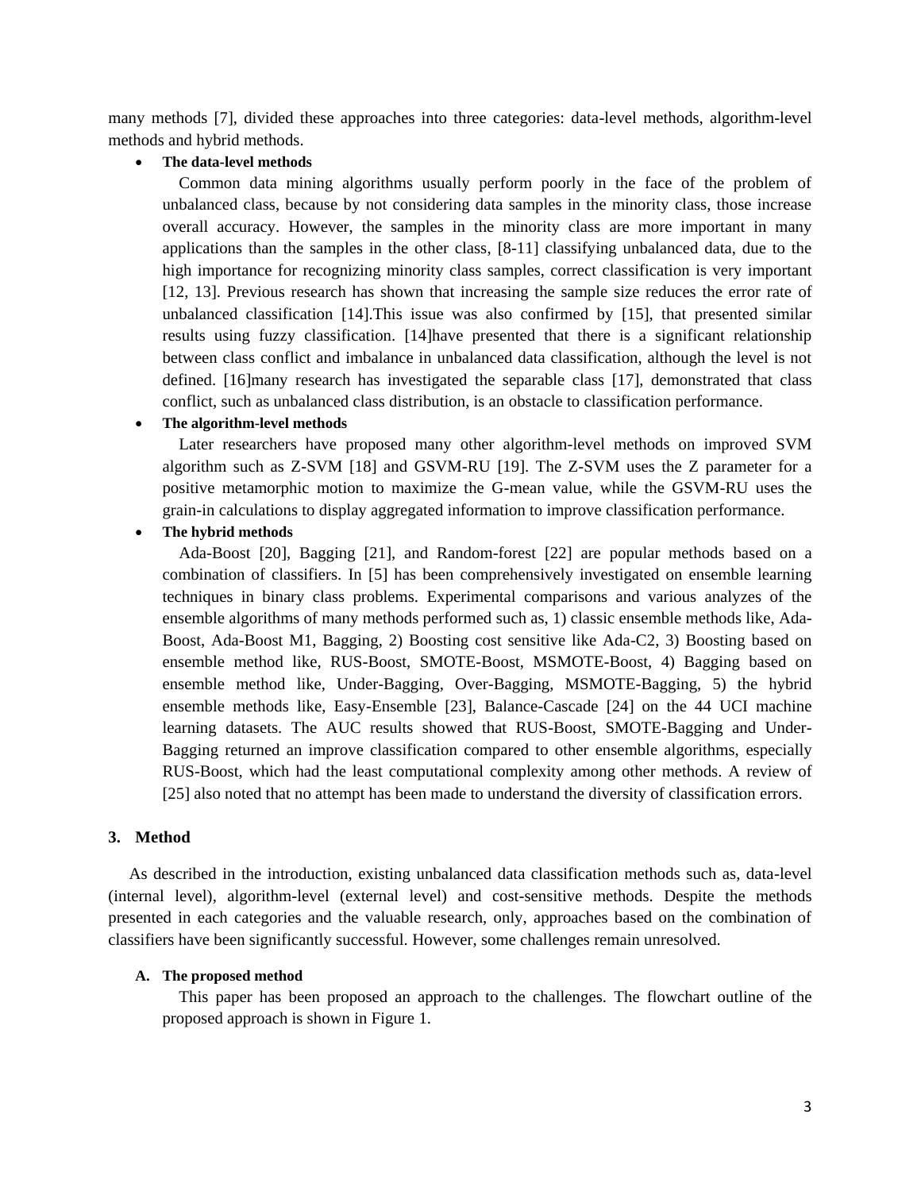many methods [7], divided these approaches into three categories: data-level methods, algorithm-level methods and hybrid methods.

- **The data-level methods**

  Common data mining algorithms usually perform poorly in the face of the problem of unbalanced class, because by not considering data samples in the minority class, those increase overall accuracy. However, the samples in the minority class are more important in many applications than the samples in the other class, [8-11] classifying unbalanced data, due to the high importance for recognizing minority class samples, correct classification is very important [12, 13]. Previous research has shown that increasing the sample size reduces the error rate of unbalanced classification [14].This issue was also confirmed by [15], that presented similar results using fuzzy classification. [14]have presented that there is a significant relationship between class conflict and imbalance in unbalanced data classification, although the level is not defined. [16]many research has investigated the separable class [17], demonstrated that class conflict, such as unbalanced class distribution, is an obstacle to classification performance.

- **The algorithm-level methods**

  Later researchers have proposed many other algorithm-level methods on improved SVM algorithm such as Z-SVM [18] and GSVM-RU [19]. The Z-SVM uses the Z parameter for a positive metamorphic motion to maximize the G-mean value, while the GSVM-RU uses the grain-in calculations to display aggregated information to improve classification performance.

- **The hybrid methods**

  Ada-Boost [20], Bagging [21], and Random-forest [22] are popular methods based on a combination of classifiers. In [5] has been comprehensively investigated on ensemble learning techniques in binary class problems. Experimental comparisons and various analyzes of the ensemble algorithms of many methods performed such as, 1) classic ensemble methods like, Ada-Boost, Ada-Boost M1, Bagging, 2) Boosting cost sensitive like Ada-C2, 3) Boosting based on ensemble method like, RUS-Boost, SMOTE-Boost, MSMOTE-Boost, 4) Bagging based on ensemble method like, Under-Bagging, Over-Bagging, MSMOTE-Bagging, 5) the hybrid ensemble methods like, Easy-Ensemble [23], Balance-Cascade [24] on the 44 UCI machine learning datasets. The AUC results showed that RUS-Boost, SMOTE-Bagging and Under-Bagging returned an improve classification compared to other ensemble algorithms, especially RUS-Boost, which had the least computational complexity among other methods. A review of [25] also noted that no attempt has been made to understand the diversity of classification errors.

## 3. Method

As described in the introduction, existing unbalanced data classification methods such as, data-level (internal level), algorithm-level (external level) and cost-sensitive methods. Despite the methods presented in each categories and the valuable research, only, approaches based on the combination of classifiers have been significantly successful. However, some challenges remain unresolved.

### A. The proposed method

This paper has been proposed an approach to the challenges. The flowchart outline of the proposed approach is shown in Figure 1.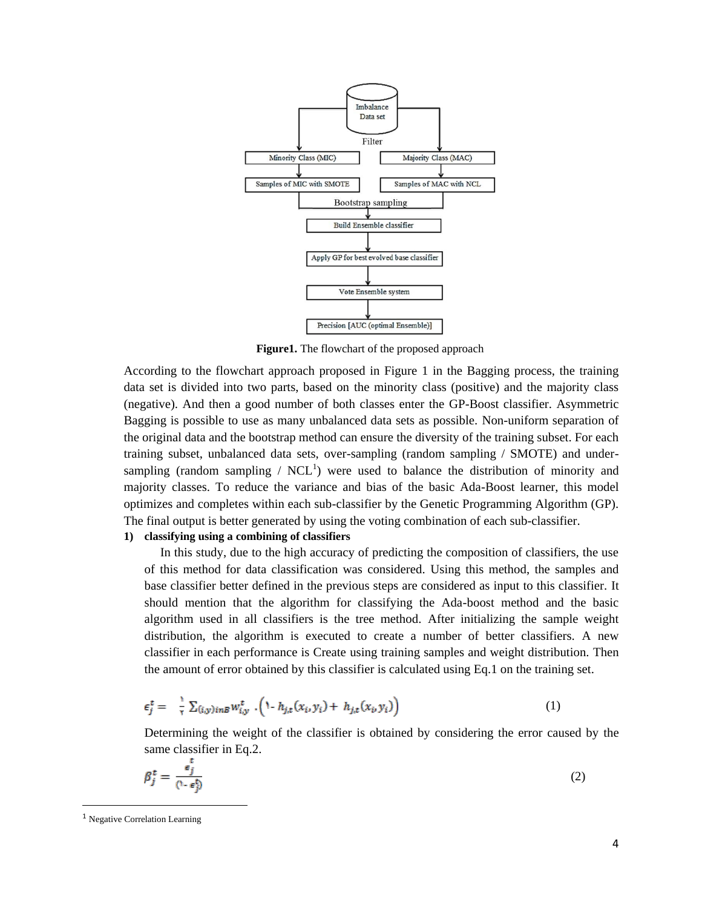**Figure1.** The flowchart of the proposed approach

According to the flowchart approach proposed in Figure 1 in the Bagging process, the training data set is divided into two parts, based on the minority class (positive) and the majority class (negative). And then a good number of both classes enter the GP-Boost classifier. Asymmetric Bagging is possible to use as many unbalanced data sets as possible. Non-uniform separation of the original data and the bootstrap method can ensure the diversity of the training subset. For each training subset, unbalanced data sets, over-sampling (random sampling / SMOTE) and under-sampling (random sampling / NCL[1]) were used to balance the distribution of minority and majority classes. To reduce the variance and bias of the basic Ada-Boost learner, this model optimizes and completes within each sub-classifier by the Genetic Programming Algorithm (GP). The final output is better generated by using the voting combination of each sub-classifier.

**1) classifying using a combining of classifiers**

In this study, due to the high accuracy of predicting the composition of classifiers, the use of this method for data classification was considered. Using this method, the samples and base classifier better defined in the previous steps are considered as input to this classifier. It should mention that the algorithm for classifying the Ada-boost method and the basic algorithm used in all classifiers is the tree method. After initializing the sample weight distribution, the algorithm is executed to create a number of better classifiers. A new classifier in each performance is Create using training samples and weight distribution. Then the amount of error obtained by this classifier is calculated using Eq.1 on the training set.

$$\epsilon_j^t = \frac{1}{2} \sum_{(i,y) in B} w_{i,y}^t \cdot \left(1 - h_{j,t}(x_i, y_i) + h_{j,t}(x_i, y_i)\right) \tag{1}$$

Determining the weight of the classifier is obtained by considering the error caused by the same classifier in Eq.2.

$$\beta_j^t = \frac{\epsilon_j^t}{(1 - \epsilon_j^t)} \tag{2}$$

[1] Negative Correlation Learning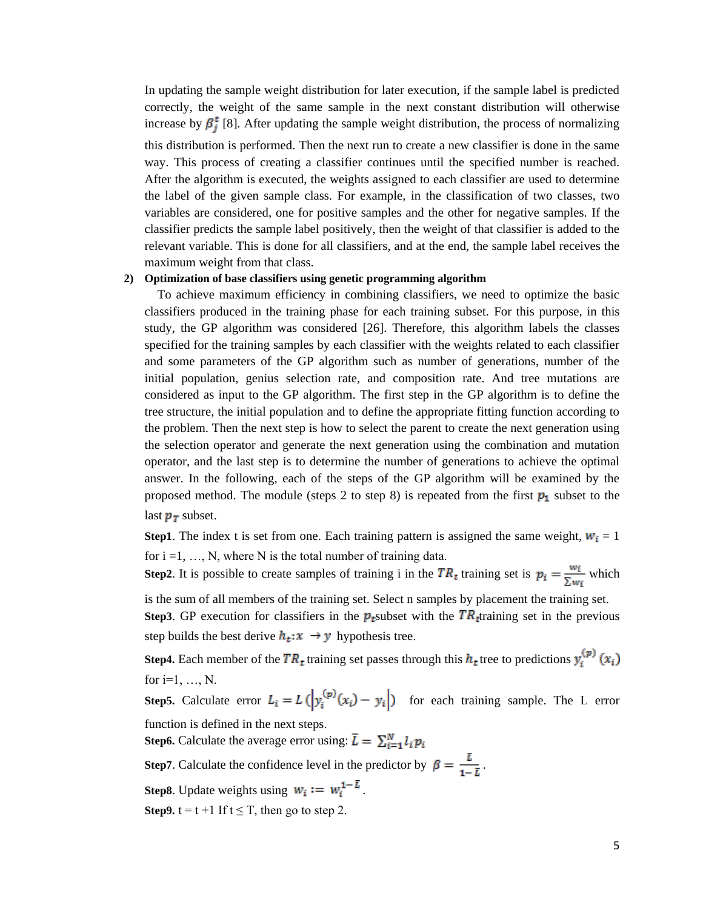In updating the sample weight distribution for later execution, if the sample label is predicted correctly, the weight of the same sample in the next constant distribution will otherwise increase by $\beta_j^t$ [8]. After updating the sample weight distribution, the process of normalizing this distribution is performed. Then the next run to create a new classifier is done in the same way. This process of creating a classifier continues until the specified number is reached. After the algorithm is executed, the weights assigned to each classifier are used to determine the label of the given sample class. For example, in the classification of two classes, two variables are considered, one for positive samples and the other for negative samples. If the classifier predicts the sample label positively, then the weight of that classifier is added to the relevant variable. This is done for all classifiers, and at the end, the sample label receives the maximum weight from that class.

**2) Optimization of base classifiers using genetic programming algorithm**

To achieve maximum efficiency in combining classifiers, we need to optimize the basic classifiers produced in the training phase for each training subset. For this purpose, in this study, the GP algorithm was considered [26]. Therefore, this algorithm labels the classes specified for the training samples by each classifier with the weights related to each classifier and some parameters of the GP algorithm such as number of generations, number of the initial population, genius selection rate, and composition rate. And tree mutations are considered as input to the GP algorithm. The first step in the GP algorithm is to define the tree structure, the initial population and to define the appropriate fitting function according to the problem. Then the next step is how to select the parent to create the next generation using the selection operator and generate the next generation using the combination and mutation operator, and the last step is to determine the number of generations to achieve the optimal answer. In the following, each of the steps of the GP algorithm will be examined by the proposed method. The module (steps 2 to step 8) is repeated from the first $p_1$ subset to the last $p_T$ subset.

**Step1**. The index t is set from one. Each training pattern is assigned the same weight, $w_i$ = 1 for i =1, …, N, where N is the total number of training data.

**Step2**. It is possible to create samples of training i in the $TR_t$ training set is $p_i = \frac{w_i}{\sum w_i}$ which is the sum of all members of the training set. Select n samples by placement the training set.

**Step3**. GP execution for classifiers in the $p_t$subset with the $TR_t$training set in the previous step builds the best derive $h_t{:}x \rightarrow y$ hypothesis tree.

**Step4.** Each member of the $TR_t$ training set passes through this $h_t$ tree to predictions $y_i^{(p)}(x_i)$ for i=1, …, N.

**Step5.** Calculate error $L_i = L\left(\left|y_i^{(p)}(x_i) - y_i\right|\right)$ for each training sample. The L error function is defined in the next steps.

**Step6.** Calculate the average error using: $\bar{L} = \sum_{i=1}^{N} l_i p_i$

**Step7**. Calculate the confidence level in the predictor by $\beta = \frac{\bar{L}}{1-\bar{L}}$.

**Step8**. Update weights using $w_i := w_i^{1-\bar{L}}$.

**Step9.** t = t +1 If t ≤ T, then go to step 2.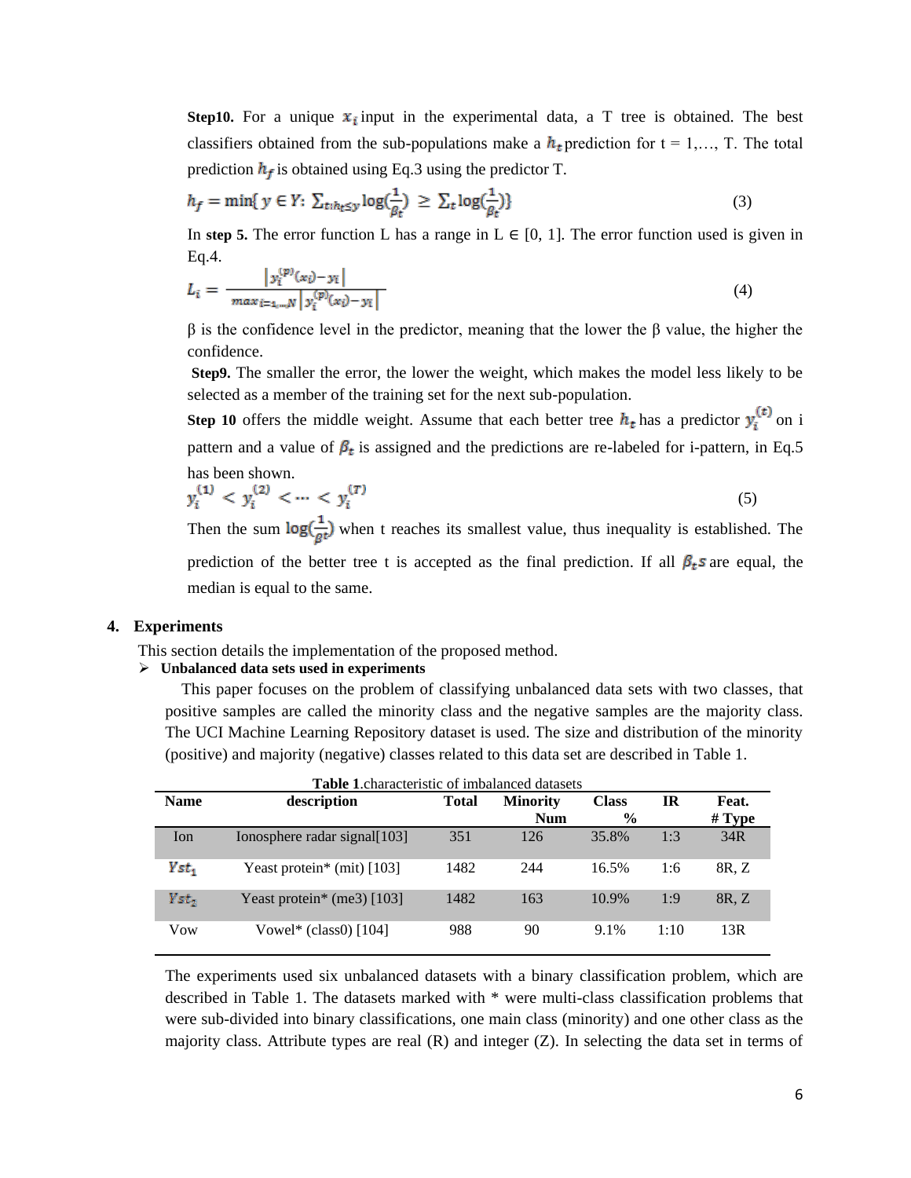**Step10.** For a unique $x_i$ input in the experimental data, a T tree is obtained. The best classifiers obtained from the sub-populations make a $h_t$ prediction for t = 1,…, T. The total prediction $h_f$ is obtained using Eq.3 using the predictor T.

$$h_f = \min\{\, y \in Y:\ \sum_{t:h_t \le y} \log(\frac{1}{\beta_t}) \ \ge\ \sum_t \log(\frac{1}{\beta_t})\} \tag{3}$$

In **step 5.** The error function L has a range in L ∈ [0, 1]. The error function used is given in Eq.4.

$$L_i = \frac{\left| y_i^{(p)}(x_i) - y_i \right|}{max_{i=1,\dots,N} \left| y_i^{(p)}(x_i) - y_i \right|} \tag{4}$$

β is the confidence level in the predictor, meaning that the lower the β value, the higher the confidence.

**Step9.** The smaller the error, the lower the weight, which makes the model less likely to be selected as a member of the training set for the next sub-population.

**Step 10** offers the middle weight. Assume that each better tree $h_t$ has a predictor $y_i^{(t)}$ on i pattern and a value of $\beta_t$ is assigned and the predictions are re-labeled for i-pattern, in Eq.5 has been shown.

$$y_i^{(1)} < y_i^{(2)} < \cdots < y_i^{(T)} \tag{5}$$

Then the sum $\log(\frac{1}{\beta t})$ when t reaches its smallest value, thus inequality is established. The prediction of the better tree t is accepted as the final prediction. If all $\beta_t s$ are equal, the median is equal to the same.

## 4. Experiments

This section details the implementation of the proposed method.

- **Unbalanced data sets used in experiments**

This paper focuses on the problem of classifying unbalanced data sets with two classes, that positive samples are called the minority class and the negative samples are the majority class. The UCI Machine Learning Repository dataset is used. The size and distribution of the minority (positive) and majority (negative) classes related to this data set are described in Table 1.

**Table 1**.characteristic of imbalanced datasets

| Name | description | Total | Minority Num | Class % | IR | Feat. # Type |
|---|---|---|---|---|---|---|
| Ion | Ionosphere radar signal[103] | 351 | 126 | 35.8% | 1:3 | 34R |
| $Yst_1$ | Yeast protein* (mit) [103] | 1482 | 244 | 16.5% | 1:6 | 8R, Z |
| $Yst_2$ | Yeast protein* (me3) [103] | 1482 | 163 | 10.9% | 1:9 | 8R, Z |
| Vow | Vowel* (class0) [104] | 988 | 90 | 9.1% | 1:10 | 13R |

The experiments used six unbalanced datasets with a binary classification problem, which are described in Table 1. The datasets marked with * were multi-class classification problems that were sub-divided into binary classifications, one main class (minority) and one other class as the majority class. Attribute types are real (R) and integer (Z). In selecting the data set in terms of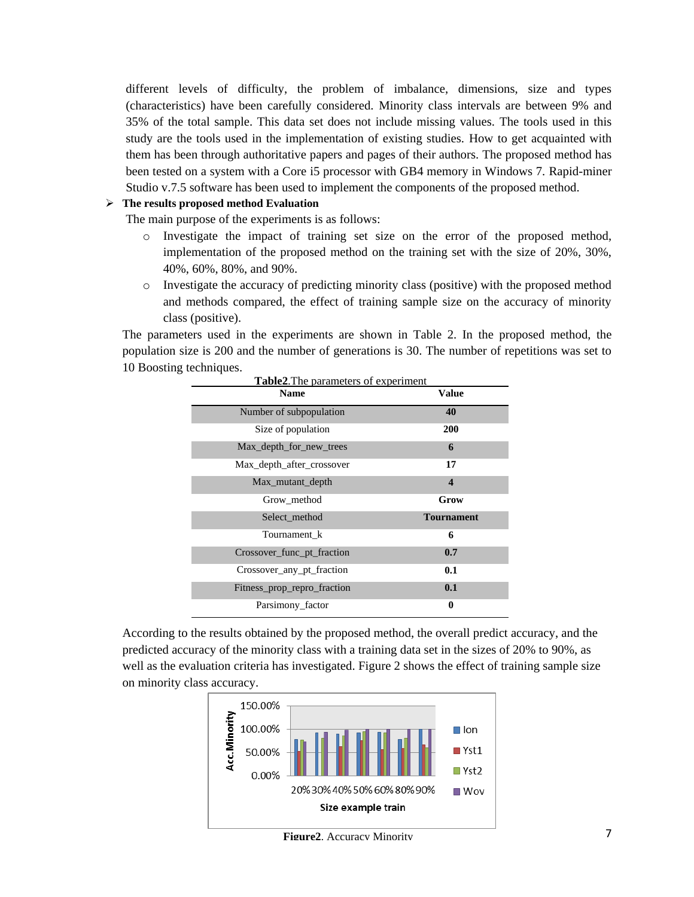different levels of difficulty, the problem of imbalance, dimensions, size and types (characteristics) have been carefully considered. Minority class intervals are between 9% and 35% of the total sample. This data set does not include missing values. The tools used in this study are the tools used in the implementation of existing studies. How to get acquainted with them has been through authoritative papers and pages of their authors. The proposed method has been tested on a system with a Core i5 processor with GB4 memory in Windows 7. Rapid-miner Studio v.7.5 software has been used to implement the components of the proposed method.

- **The results proposed method Evaluation**

  The main purpose of the experiments is as follows:

  - Investigate the impact of training set size on the error of the proposed method, implementation of the proposed method on the training set with the size of 20%, 30%, 40%, 60%, 80%, and 90%.
  - Investigate the accuracy of predicting minority class (positive) with the proposed method and methods compared, the effect of training sample size on the accuracy of minority class (positive).

The parameters used in the experiments are shown in Table 2. In the proposed method, the population size is 200 and the number of generations is 30. The number of repetitions was set to 10 Boosting techniques.

**Table2**.The parameters of experiment

| Name | Value |
|---|---|
| Number of subpopulation | **40** |
| Size of population | **200** |
| Max_depth_for_new_trees | **6** |
| Max_depth_after_crossover | **17** |
| Max_mutant_depth | **4** |
| Grow_method | **Grow** |
| Select_method | **Tournament** |
| Tournament_k | **6** |
| Crossover_func_pt_fraction | **0.7** |
| Crossover_any_pt_fraction | **0.1** |
| Fitness_prop_repro_fraction | **0.1** |
| Parsimony_factor | **0** |

According to the results obtained by the proposed method, the overall predict accuracy, and the predicted accuracy of the minority class with a training data set in the sizes of 20% to 90%, as well as the evaluation criteria has investigated. Figure 2 shows the effect of training sample size on minority class accuracy.

**Figure2**. Accuracy Minority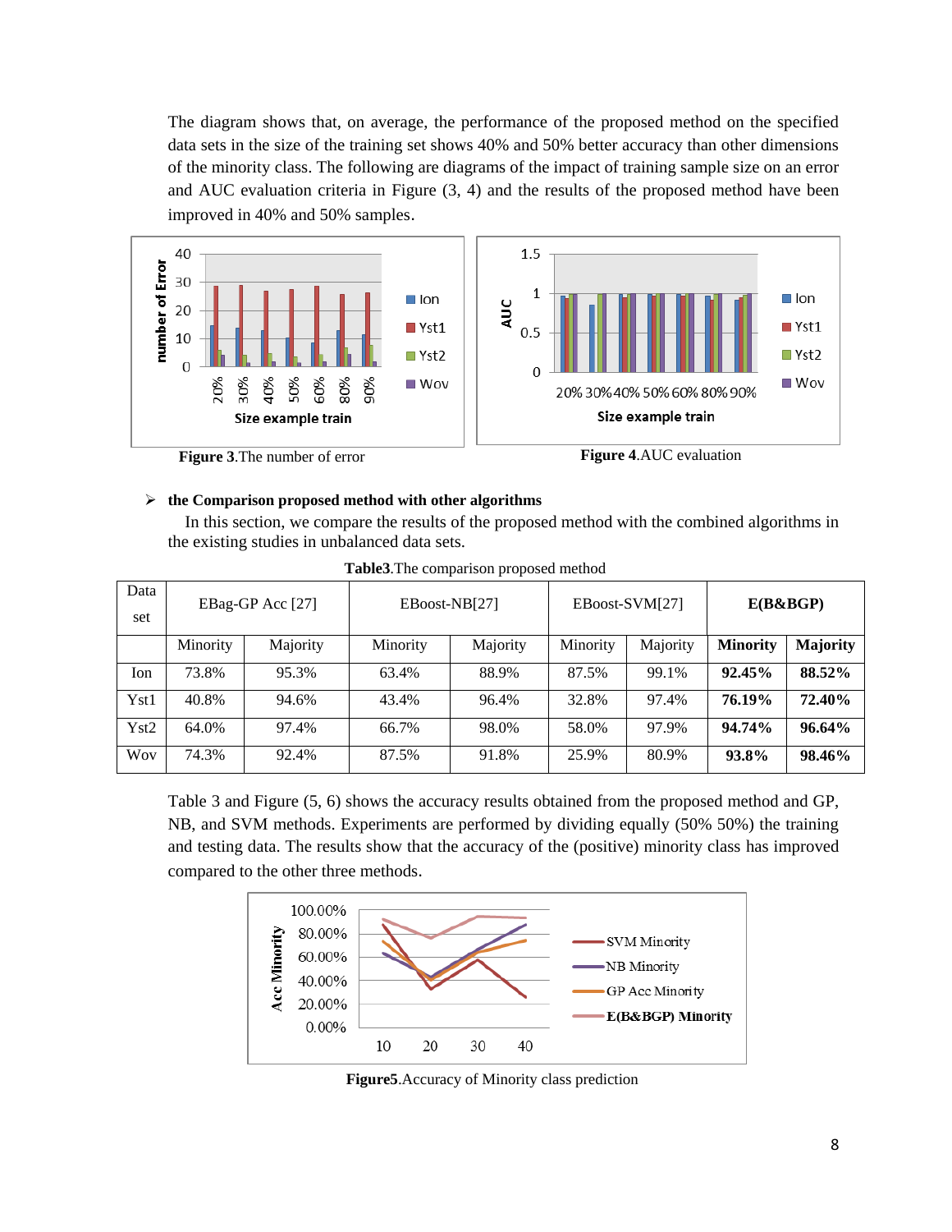The diagram shows that, on average, the performance of the proposed method on the specified data sets in the size of the training set shows 40% and 50% better accuracy than other dimensions of the minority class. The following are diagrams of the impact of training sample size on an error and AUC evaluation criteria in Figure (3, 4) and the results of the proposed method have been improved in 40% and 50% samples.

**Figure 3**.The number of error

**Figure 4**.AUC evaluation

- **the Comparison proposed method with other algorithms**

In this section, we compare the results of the proposed method with the combined algorithms in the existing studies in unbalanced data sets.

**Table3**.The comparison proposed method

| Data set | EBag-GP Acc [27] | | EBoost-NB[27] | | EBoost-SVM[27] | | **E(B&BGP)** | |
|---|---|---|---|---|---|---|---|---|
| | Minority | Majority | Minority | Majority | Minority | Majority | **Minority** | **Majority** |
| Ion | 73.8% | 95.3% | 63.4% | 88.9% | 87.5% | 99.1% | **92.45%** | **88.52%** |
| Yst1 | 40.8% | 94.6% | 43.4% | 96.4% | 32.8% | 97.4% | **76.19%** | **72.40%** |
| Yst2 | 64.0% | 97.4% | 66.7% | 98.0% | 58.0% | 97.9% | **94.74%** | **96.64%** |
| Wov | 74.3% | 92.4% | 87.5% | 91.8% | 25.9% | 80.9% | **93.8%** | **98.46%** |

Table 3 and Figure (5, 6) shows the accuracy results obtained from the proposed method and GP, NB, and SVM methods. Experiments are performed by dividing equally (50% 50%) the training and testing data. The results show that the accuracy of the (positive) minority class has improved compared to the other three methods.

**Figure5**.Accuracy of Minority class prediction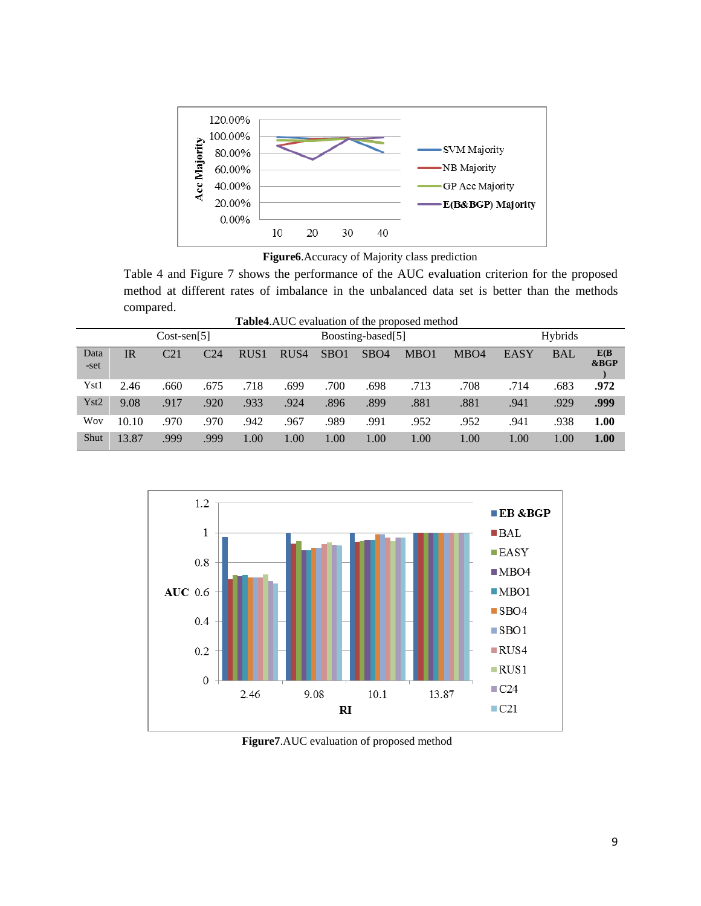**Figure6**.Accuracy of Majority class prediction

Table 4 and Figure 7 shows the performance of the AUC evaluation criterion for the proposed method at different rates of imbalance in the unbalanced data set is better than the methods compared.

**Table4**.AUC evaluation of the proposed method

| | | Cost-sen[5] | | Boosting-based[5] | | | | | | Hybrids | | |
|---|---|---|---|---|---|---|---|---|---|---|---|---|
| Data-set | IR | C21 | C24 | RUS1 | RUS4 | SBO1 | SBO4 | MBO1 | MBO4 | EASY | BAL | E(B&BGP) |
| Yst1 | 2.46 | .660 | .675 | .718 | .699 | .700 | .698 | .713 | .708 | .714 | .683 | **.972** |
| Yst2 | 9.08 | .917 | .920 | .933 | .924 | .896 | .899 | .881 | .881 | .941 | .929 | **.999** |
| Wov | 10.10 | .970 | .970 | .942 | .967 | .989 | .991 | .952 | .952 | .941 | .938 | **1.00** |
| Shut | 13.87 | .999 | .999 | 1.00 | 1.00 | 1.00 | 1.00 | 1.00 | 1.00 | 1.00 | 1.00 | **1.00** |

**Figure7**.AUC evaluation of proposed method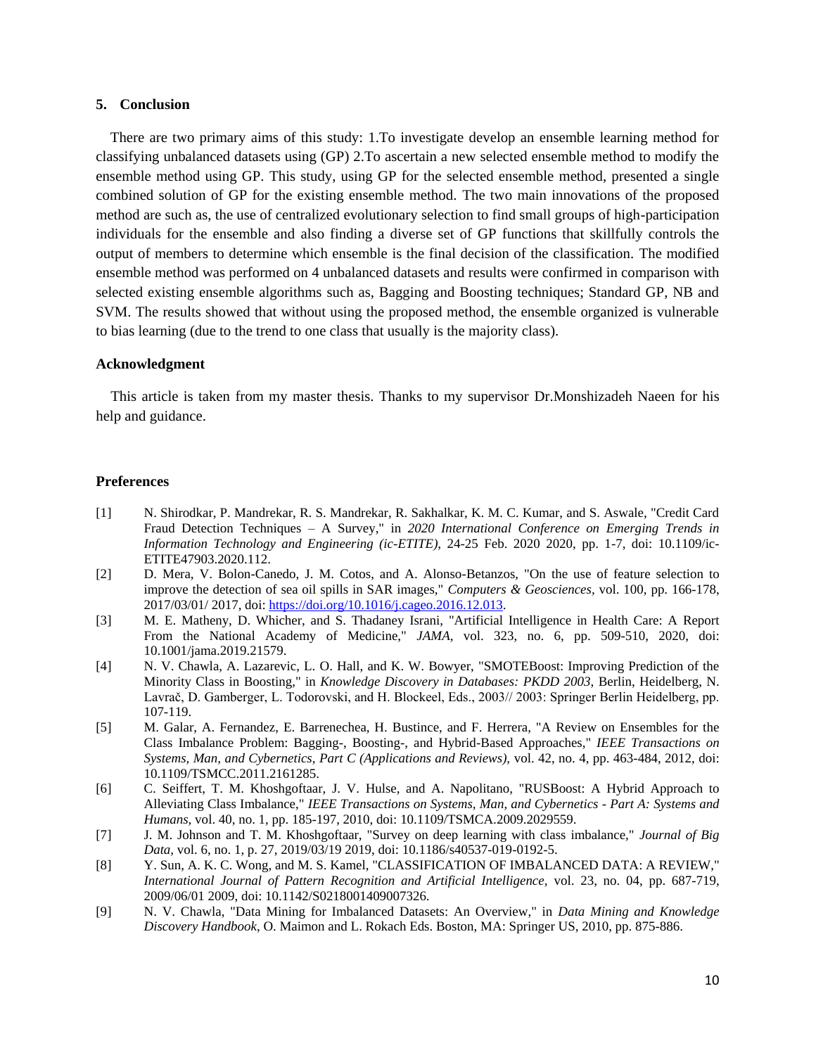## 5. Conclusion

There are two primary aims of this study: 1.To investigate develop an ensemble learning method for classifying unbalanced datasets using (GP) 2.To ascertain a new selected ensemble method to modify the ensemble method using GP. This study, using GP for the selected ensemble method, presented a single combined solution of GP for the existing ensemble method. The two main innovations of the proposed method are such as, the use of centralized evolutionary selection to find small groups of high-participation individuals for the ensemble and also finding a diverse set of GP functions that skillfully controls the output of members to determine which ensemble is the final decision of the classification. The modified ensemble method was performed on 4 unbalanced datasets and results were confirmed in comparison with selected existing ensemble algorithms such as, Bagging and Boosting techniques; Standard GP, NB and SVM. The results showed that without using the proposed method, the ensemble organized is vulnerable to bias learning (due to the trend to one class that usually is the majority class).

### Acknowledgment

This article is taken from my master thesis. Thanks to my supervisor Dr.Monshizadeh Naeen for his help and guidance.

### Preferences

[1] N. Shirodkar, P. Mandrekar, R. S. Mandrekar, R. Sakhalkar, K. M. C. Kumar, and S. Aswale, "Credit Card Fraud Detection Techniques – A Survey," in *2020 International Conference on Emerging Trends in Information Technology and Engineering (ic-ETITE)*, 24-25 Feb. 2020 2020, pp. 1-7, doi: 10.1109/ic-ETITE47903.2020.112.

[2] D. Mera, V. Bolon-Canedo, J. M. Cotos, and A. Alonso-Betanzos, "On the use of feature selection to improve the detection of sea oil spills in SAR images," *Computers & Geosciences*, vol. 100, pp. 166-178, 2017/03/01/ 2017, doi: https://doi.org/10.1016/j.cageo.2016.12.013.

[3] M. E. Matheny, D. Whicher, and S. Thadaney Israni, "Artificial Intelligence in Health Care: A Report From the National Academy of Medicine," *JAMA*, vol. 323, no. 6, pp. 509-510, 2020, doi: 10.1001/jama.2019.21579.

[4] N. V. Chawla, A. Lazarevic, L. O. Hall, and K. W. Bowyer, "SMOTEBoost: Improving Prediction of the Minority Class in Boosting," in *Knowledge Discovery in Databases: PKDD 2003*, Berlin, Heidelberg, N. Lavrač, D. Gamberger, L. Todorovski, and H. Blockeel, Eds., 2003// 2003: Springer Berlin Heidelberg, pp. 107-119.

[5] M. Galar, A. Fernandez, E. Barrenechea, H. Bustince, and F. Herrera, "A Review on Ensembles for the Class Imbalance Problem: Bagging-, Boosting-, and Hybrid-Based Approaches," *IEEE Transactions on Systems, Man, and Cybernetics, Part C (Applications and Reviews)*, vol. 42, no. 4, pp. 463-484, 2012, doi: 10.1109/TSMCC.2011.2161285.

[6] C. Seiffert, T. M. Khoshgoftaar, J. V. Hulse, and A. Napolitano, "RUSBoost: A Hybrid Approach to Alleviating Class Imbalance," *IEEE Transactions on Systems, Man, and Cybernetics - Part A: Systems and Humans*, vol. 40, no. 1, pp. 185-197, 2010, doi: 10.1109/TSMCA.2009.2029559.

[7] J. M. Johnson and T. M. Khoshgoftaar, "Survey on deep learning with class imbalance," *Journal of Big Data*, vol. 6, no. 1, p. 27, 2019/03/19 2019, doi: 10.1186/s40537-019-0192-5.

[8] Y. Sun, A. K. C. Wong, and M. S. Kamel, "CLASSIFICATION OF IMBALANCED DATA: A REVIEW," *International Journal of Pattern Recognition and Artificial Intelligence*, vol. 23, no. 04, pp. 687-719, 2009/06/01 2009, doi: 10.1142/S0218001409007326.

[9] N. V. Chawla, "Data Mining for Imbalanced Datasets: An Overview," in *Data Mining and Knowledge Discovery Handbook*, O. Maimon and L. Rokach Eds. Boston, MA: Springer US, 2010, pp. 875-886.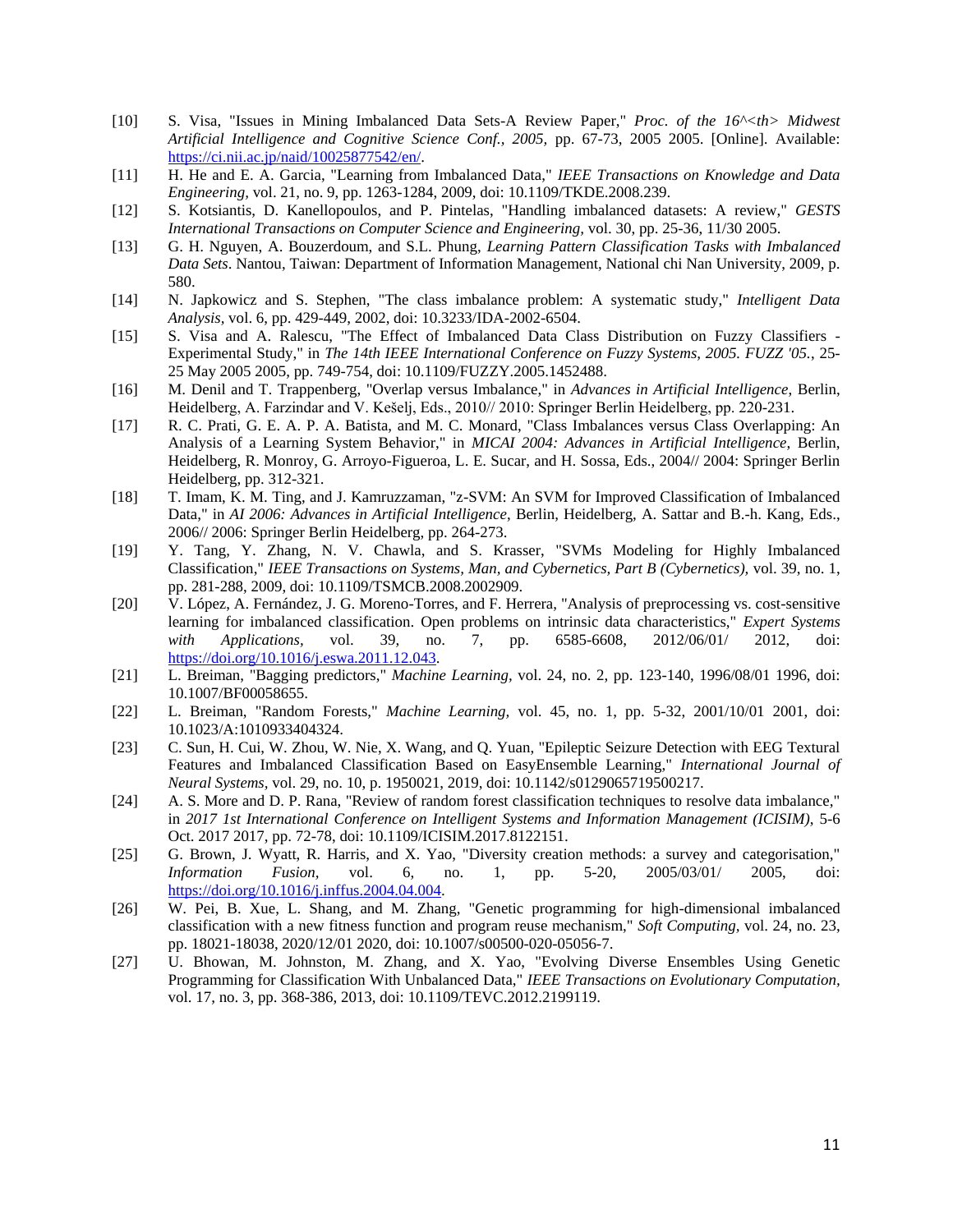[10] S. Visa, "Issues in Mining Imbalanced Data Sets-A Review Paper," *Proc. of the 16^<th> Midwest Artificial Intelligence and Cognitive Science Conf., 2005*, pp. 67-73, 2005 2005. [Online]. Available: https://ci.nii.ac.jp/naid/10025877542/en/.

[11] H. He and E. A. Garcia, "Learning from Imbalanced Data," *IEEE Transactions on Knowledge and Data Engineering*, vol. 21, no. 9, pp. 1263-1284, 2009, doi: 10.1109/TKDE.2008.239.

[12] S. Kotsiantis, D. Kanellopoulos, and P. Pintelas, "Handling imbalanced datasets: A review," *GESTS International Transactions on Computer Science and Engineering*, vol. 30, pp. 25-36, 11/30 2005.

[13] G. H. Nguyen, A. Bouzerdoum, and S.L. Phung, *Learning Pattern Classification Tasks with Imbalanced Data Sets*. Nantou, Taiwan: Department of Information Management, National chi Nan University, 2009, p. 580.

[14] N. Japkowicz and S. Stephen, "The class imbalance problem: A systematic study," *Intelligent Data Analysis*, vol. 6, pp. 429-449, 2002, doi: 10.3233/IDA-2002-6504.

[15] S. Visa and A. Ralescu, "The Effect of Imbalanced Data Class Distribution on Fuzzy Classifiers - Experimental Study," in *The 14th IEEE International Conference on Fuzzy Systems, 2005. FUZZ '05.*, 25-25 May 2005 2005, pp. 749-754, doi: 10.1109/FUZZY.2005.1452488.

[16] M. Denil and T. Trappenberg, "Overlap versus Imbalance," in *Advances in Artificial Intelligence*, Berlin, Heidelberg, A. Farzindar and V. Kešelj, Eds., 2010// 2010: Springer Berlin Heidelberg, pp. 220-231.

[17] R. C. Prati, G. E. A. P. A. Batista, and M. C. Monard, "Class Imbalances versus Class Overlapping: An Analysis of a Learning System Behavior," in *MICAI 2004: Advances in Artificial Intelligence*, Berlin, Heidelberg, R. Monroy, G. Arroyo-Figueroa, L. E. Sucar, and H. Sossa, Eds., 2004// 2004: Springer Berlin Heidelberg, pp. 312-321.

[18] T. Imam, K. M. Ting, and J. Kamruzzaman, "z-SVM: An SVM for Improved Classification of Imbalanced Data," in *AI 2006: Advances in Artificial Intelligence*, Berlin, Heidelberg, A. Sattar and B.-h. Kang, Eds., 2006// 2006: Springer Berlin Heidelberg, pp. 264-273.

[19] Y. Tang, Y. Zhang, N. V. Chawla, and S. Krasser, "SVMs Modeling for Highly Imbalanced Classification," *IEEE Transactions on Systems, Man, and Cybernetics, Part B (Cybernetics)*, vol. 39, no. 1, pp. 281-288, 2009, doi: 10.1109/TSMCB.2008.2002909.

[20] V. López, A. Fernández, J. G. Moreno-Torres, and F. Herrera, "Analysis of preprocessing vs. cost-sensitive learning for imbalanced classification. Open problems on intrinsic data characteristics," *Expert Systems with Applications*, vol. 39, no. 7, pp. 6585-6608, 2012/06/01/ 2012, doi: https://doi.org/10.1016/j.eswa.2011.12.043.

[21] L. Breiman, "Bagging predictors," *Machine Learning*, vol. 24, no. 2, pp. 123-140, 1996/08/01 1996, doi: 10.1007/BF00058655.

[22] L. Breiman, "Random Forests," *Machine Learning*, vol. 45, no. 1, pp. 5-32, 2001/10/01 2001, doi: 10.1023/A:1010933404324.

[23] C. Sun, H. Cui, W. Zhou, W. Nie, X. Wang, and Q. Yuan, "Epileptic Seizure Detection with EEG Textural Features and Imbalanced Classification Based on EasyEnsemble Learning," *International Journal of Neural Systems*, vol. 29, no. 10, p. 1950021, 2019, doi: 10.1142/s0129065719500217.

[24] A. S. More and D. P. Rana, "Review of random forest classification techniques to resolve data imbalance," in *2017 1st International Conference on Intelligent Systems and Information Management (ICISIM)*, 5-6 Oct. 2017 2017, pp. 72-78, doi: 10.1109/ICISIM.2017.8122151.

[25] G. Brown, J. Wyatt, R. Harris, and X. Yao, "Diversity creation methods: a survey and categorisation," *Information Fusion*, vol. 6, no. 1, pp. 5-20, 2005/03/01/ 2005, doi: https://doi.org/10.1016/j.inffus.2004.04.004.

[26] W. Pei, B. Xue, L. Shang, and M. Zhang, "Genetic programming for high-dimensional imbalanced classification with a new fitness function and program reuse mechanism," *Soft Computing*, vol. 24, no. 23, pp. 18021-18038, 2020/12/01 2020, doi: 10.1007/s00500-020-05056-7.

[27] U. Bhowan, M. Johnston, M. Zhang, and X. Yao, "Evolving Diverse Ensembles Using Genetic Programming for Classification With Unbalanced Data," *IEEE Transactions on Evolutionary Computation*, vol. 17, no. 3, pp. 368-386, 2013, doi: 10.1109/TEVC.2012.2199119.